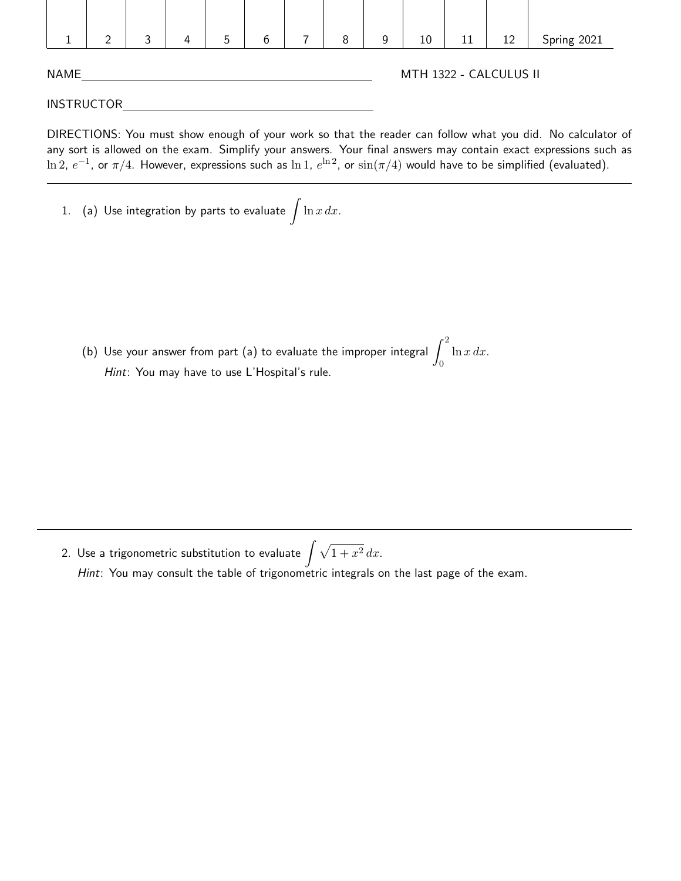| 1 | 2 | 3 | 4 | 5 | 6 | 7 | 8 | 9 | 10 | 11 | 12 | Spring 2021 |
|---|---|---|---|---|---|---|---|---|---|---|---|---|

NAME\_\_\_\_\_\_\_\_\_\_\_\_\_\_\_\_\_\_\_\_\_\_\_\_\_\_\_\_\_\_\_\_\_\_\_\_\_\_\_\_ MTH 1322 - CALCULUS II

INSTRUCTOR\_\_\_\_\_\_\_\_\_\_\_\_\_\_\_\_\_\_\_\_\_\_\_\_\_\_\_\_\_\_\_\_\_\_\_\_

DIRECTIONS: You must show enough of your work so that the reader can follow what you did. No calculator of any sort is allowed on the exam. Simplify your answers. Your final answers may contain exact expressions such as $\ln 2$, $e^{-1}$, or $\pi/4$. However, expressions such as $\ln 1$, $e^{\ln 2}$, or $\sin(\pi/4)$ would have to be simplified (evaluated).

---

1. (a) Use integration by parts to evaluate $\int \ln x \, dx$.

   (b) Use your answer from part (a) to evaluate the improper integral $\int_0^2 \ln x \, dx$.
   *Hint*: You may have to use L'Hospital's rule.

---

2. Use a trigonometric substitution to evaluate $\int \sqrt{1+x^2} \, dx$.
   *Hint*: You may consult the table of trigonometric integrals on the last page of the exam.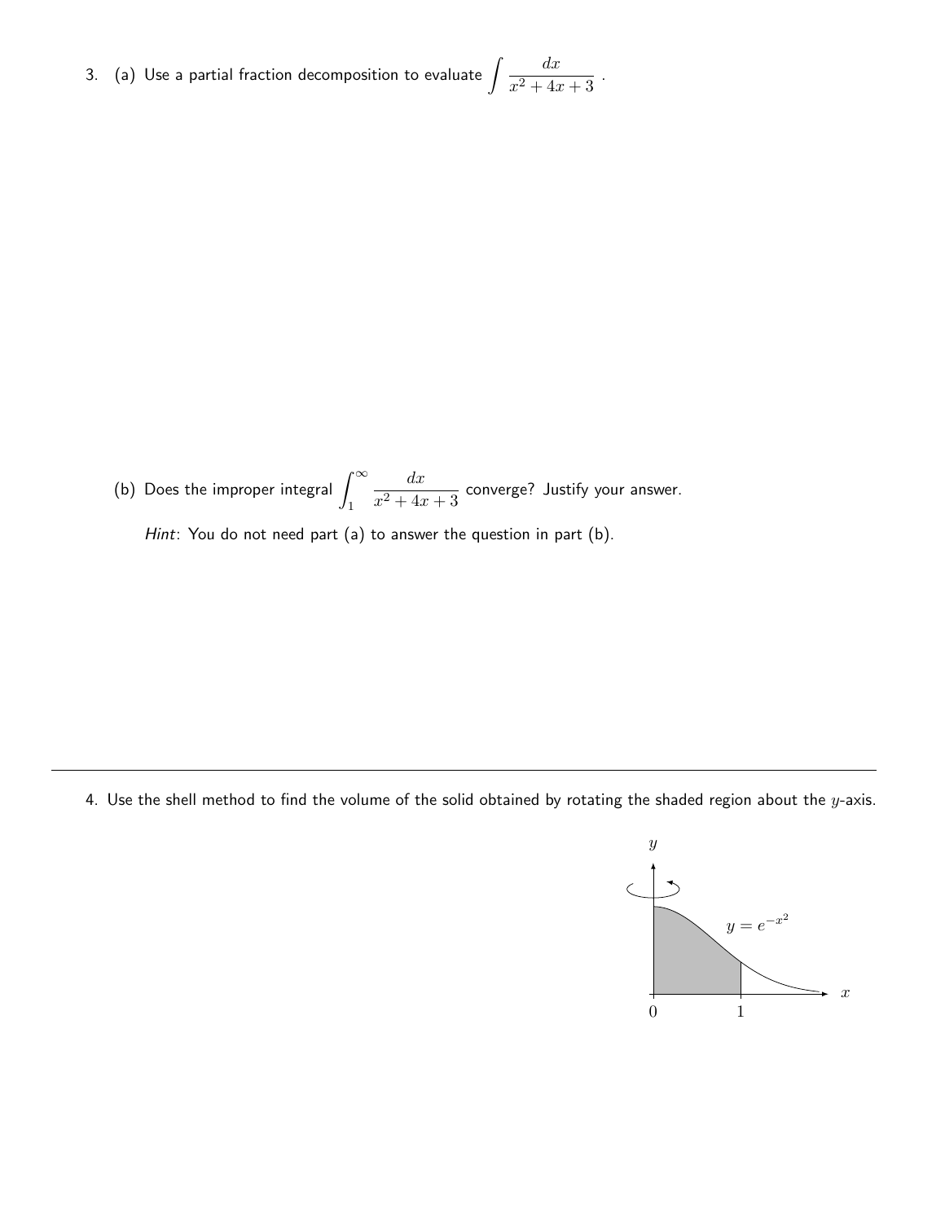3. (a) Use a partial fraction decomposition to evaluate $\displaystyle\int \frac{dx}{x^2+4x+3}$ .

(b) Does the improper integral $\displaystyle\int_1^\infty \frac{dx}{x^2+4x+3}$ converge? Justify your answer.

*Hint*: You do not need part (a) to answer the question in part (b).

---

4. Use the shell method to find the volume of the solid obtained by rotating the shaded region about the $y$-axis.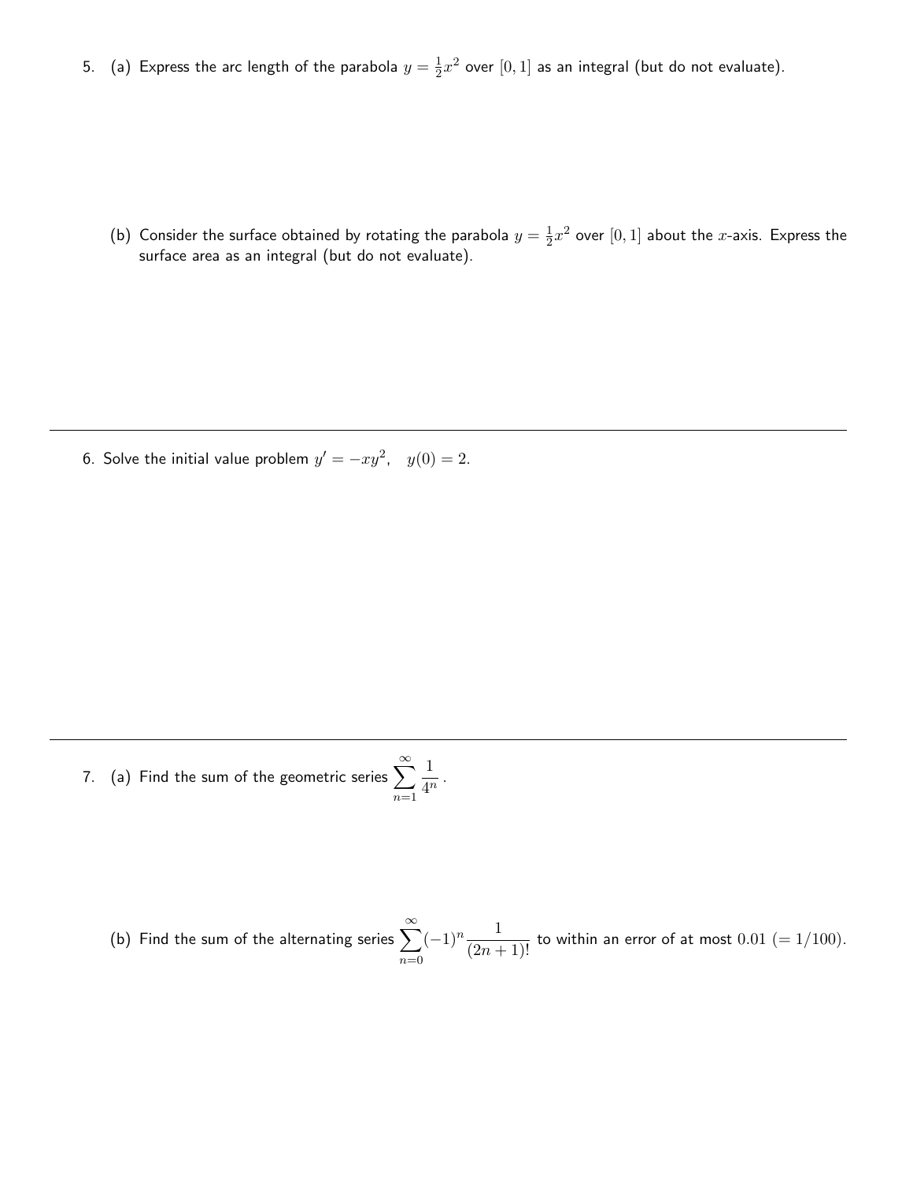5. (a) Express the arc length of the parabola $y = \frac{1}{2}x^2$ over $[0, 1]$ as an integral (but do not evaluate).

   (b) Consider the surface obtained by rotating the parabola $y = \frac{1}{2}x^2$ over $[0, 1]$ about the $x$-axis. Express the surface area as an integral (but do not evaluate).

---

6. Solve the initial value problem $y' = -xy^2, \quad y(0) = 2$.

---

7. (a) Find the sum of the geometric series $\displaystyle\sum_{n=1}^{\infty} \frac{1}{4^n}$.

   (b) Find the sum of the alternating series $\displaystyle\sum_{n=0}^{\infty} (-1)^n \frac{1}{(2n+1)!}$ to within an error of at most $0.01$ $(= 1/100)$.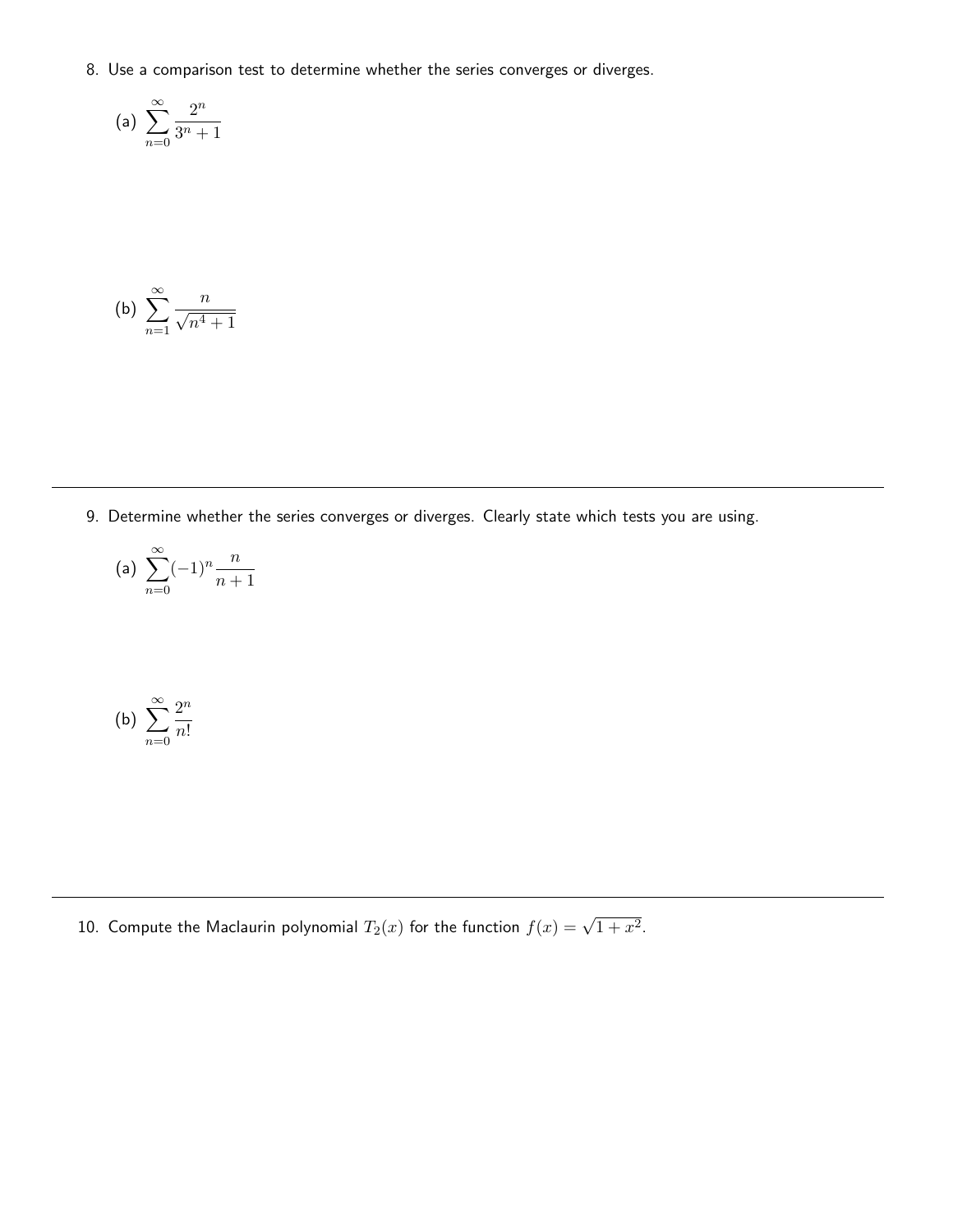8. Use a comparison test to determine whether the series converges or diverges.

   (a) $\displaystyle\sum_{n=0}^{\infty} \frac{2^n}{3^n + 1}$

   (b) $\displaystyle\sum_{n=1}^{\infty} \frac{n}{\sqrt{n^4 + 1}}$

---

9. Determine whether the series converges or diverges. Clearly state which tests you are using.

   (a) $\displaystyle\sum_{n=0}^{\infty} (-1)^n \frac{n}{n+1}$

   (b) $\displaystyle\sum_{n=0}^{\infty} \frac{2^n}{n!}$

---

10. Compute the Maclaurin polynomial $T_2(x)$ for the function $f(x) = \sqrt{1 + x^2}$.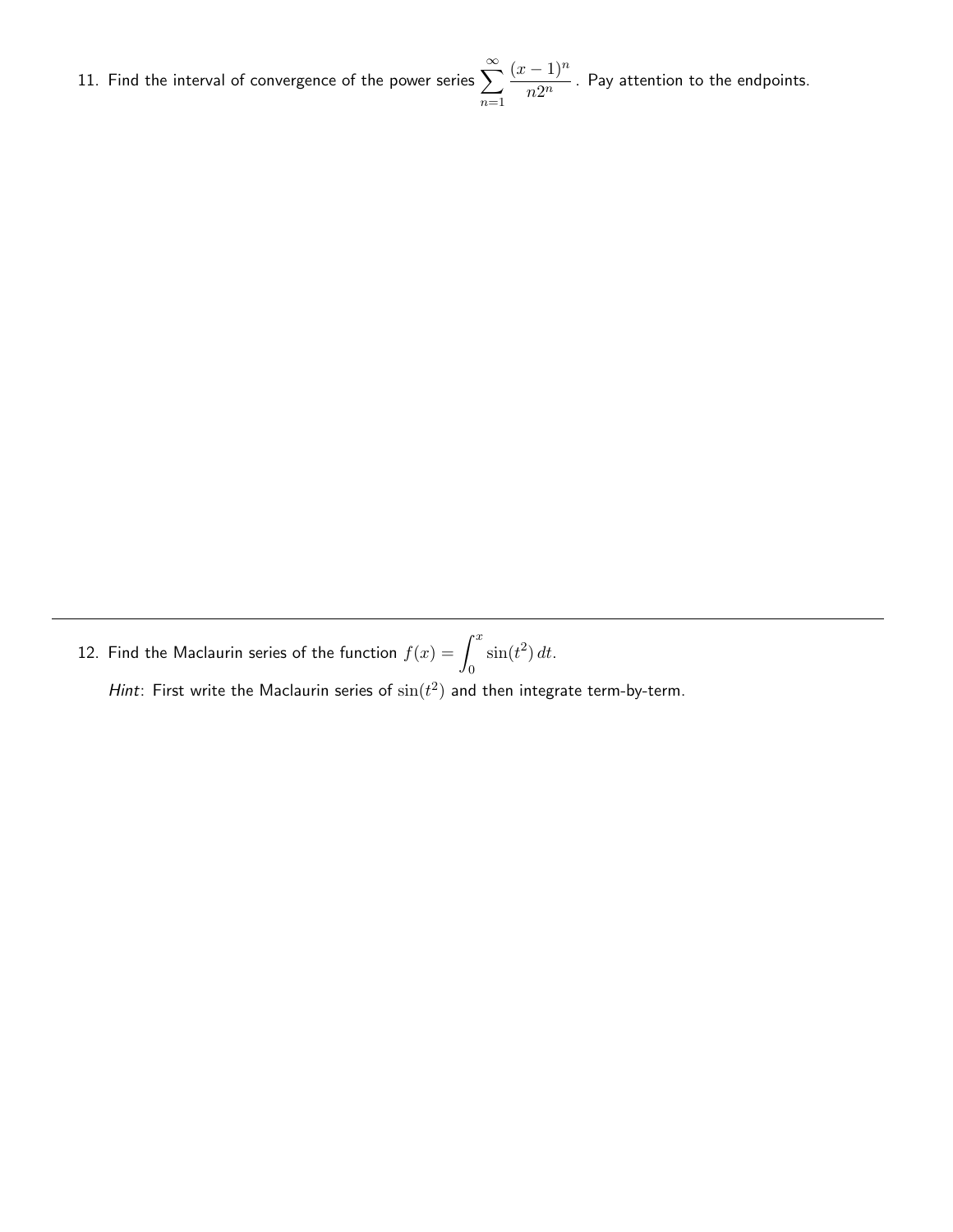11. Find the interval of convergence of the power series $\displaystyle\sum_{n=1}^{\infty} \frac{(x-1)^n}{n2^n}$. Pay attention to the endpoints.

---

12. Find the Maclaurin series of the function $f(x) = \displaystyle\int_0^x \sin(t^2)\,dt$.

    *Hint*: First write the Maclaurin series of $\sin(t^2)$ and then integrate term-by-term.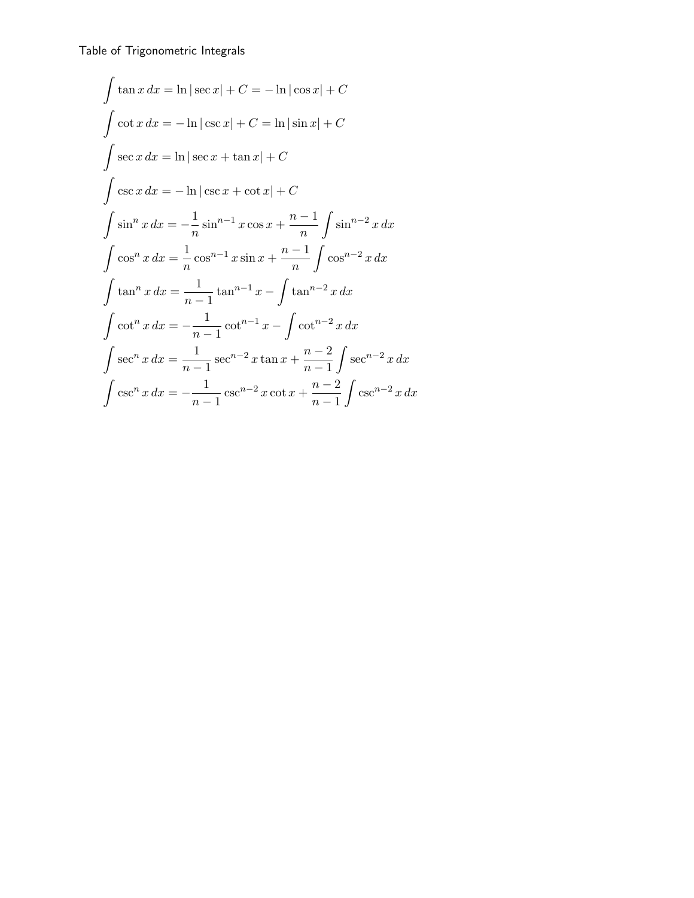Table of Trigonometric Integrals

$$\int \tan x \, dx = \ln|\sec x| + C = -\ln|\cos x| + C$$

$$\int \cot x \, dx = -\ln|\csc x| + C = \ln|\sin x| + C$$

$$\int \sec x \, dx = \ln|\sec x + \tan x| + C$$

$$\int \csc x \, dx = -\ln|\csc x + \cot x| + C$$

$$\int \sin^n x \, dx = -\frac{1}{n} \sin^{n-1} x \cos x + \frac{n-1}{n} \int \sin^{n-2} x \, dx$$

$$\int \cos^n x \, dx = \frac{1}{n} \cos^{n-1} x \sin x + \frac{n-1}{n} \int \cos^{n-2} x \, dx$$

$$\int \tan^n x \, dx = \frac{1}{n-1} \tan^{n-1} x - \int \tan^{n-2} x \, dx$$

$$\int \cot^n x \, dx = -\frac{1}{n-1} \cot^{n-1} x - \int \cot^{n-2} x \, dx$$

$$\int \sec^n x \, dx = \frac{1}{n-1} \sec^{n-2} x \tan x + \frac{n-2}{n-1} \int \sec^{n-2} x \, dx$$

$$\int \csc^n x \, dx = -\frac{1}{n-1} \csc^{n-2} x \cot x + \frac{n-2}{n-1} \int \csc^{n-2} x \, dx$$